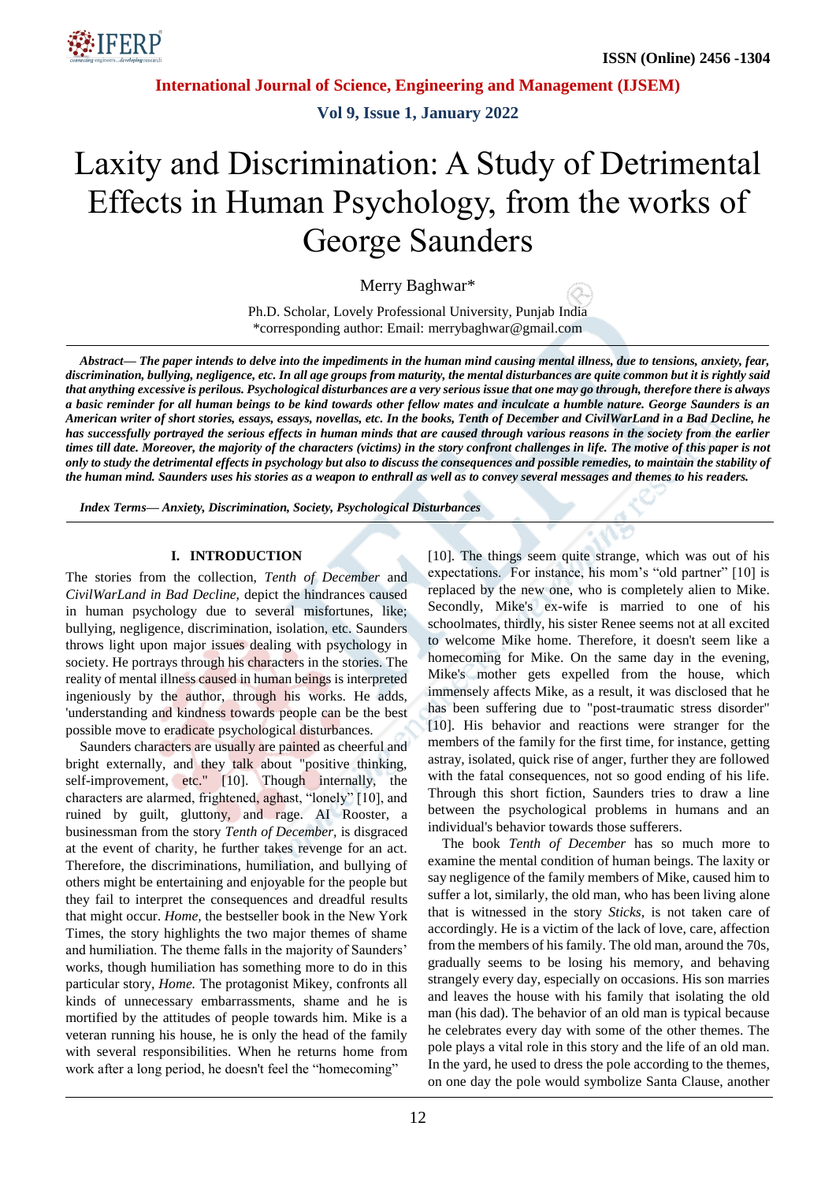# Laxity and Discrimination: A Study of Detrimental Effects in Human Psychology, from the works of George Saunders

Merry Baghwar*

Ph.D. Scholar, Lovely Professional University, Punjab India
*corresponding author: Email: merrybaghwar@gmail.com

***Abstract***— ***The paper intends to delve into the impediments in the human mind causing mental illness, due to tensions, anxiety, fear, discrimination, bullying, negligence, etc. In all age groups from maturity, the mental disturbances are quite common but it is rightly said that anything excessive is perilous. Psychological disturbances are a very serious issue that one may go through, therefore there is always a basic reminder for all human beings to be kind towards other fellow mates and inculcate a humble nature. George Saunders is an American writer of short stories, essays, essays, novellas, etc. In the books, Tenth of December and CivilWarLand in a Bad Decline, he has successfully portrayed the serious effects in human minds that are caused through various reasons in the society from the earlier times till date. Moreover, the majority of the characters (victims) in the story confront challenges in life. The motive of this paper is not only to study the detrimental effects in psychology but also to discuss the consequences and possible remedies, to maintain the stability of the human mind. Saunders uses his stories as a weapon to enthrall as well as to convey several messages and themes to his readers.***

***Index Terms***— ***Anxiety, Discrimination, Society, Psychological Disturbances***

## I. INTRODUCTION

The stories from the collection, *Tenth of December* and *CivilWarLand in Bad Decline,* depict the hindrances caused in human psychology due to several misfortunes, like; bullying, negligence, discrimination, isolation, etc. Saunders throws light upon major issues dealing with psychology in society. He portrays through his characters in the stories. The reality of mental illness caused in human beings is interpreted ingeniously by the author, through his works. He adds, 'understanding and kindness towards people can be the best possible move to eradicate psychological disturbances.

Saunders characters are usually are painted as cheerful and bright externally, and they talk about "positive thinking, self-improvement, etc." [10]. Though internally, the characters are alarmed, frightened, aghast, "lonely" [10], and ruined by guilt, gluttony, and rage. Al Rooster, a businessman from the story *Tenth of December,* is disgraced at the event of charity, he further takes revenge for an act. Therefore, the discriminations, humiliation, and bullying of others might be entertaining and enjoyable for the people but they fail to interpret the consequences and dreadful results that might occur. *Home,* the bestseller book in the New York Times, the story highlights the two major themes of shame and humiliation. The theme falls in the majority of Saunders' works, though humiliation has something more to do in this particular story, *Home.* The protagonist Mikey, confronts all kinds of unnecessary embarrassments, shame and he is mortified by the attitudes of people towards him. Mike is a veteran running his house, he is only the head of the family with several responsibilities. When he returns home from work after a long period, he doesn't feel the "homecoming" [10]. The things seem quite strange, which was out of his expectations. For instance, his mom's "old partner" [10] is replaced by the new one, who is completely alien to Mike. Secondly, Mike's ex-wife is married to one of his schoolmates, thirdly, his sister Renee seems not at all excited to welcome Mike home. Therefore, it doesn't seem like a homecoming for Mike. On the same day in the evening, Mike's mother gets expelled from the house, which immensely affects Mike, as a result, it was disclosed that he has been suffering due to "post-traumatic stress disorder" [10]. His behavior and reactions were stranger for the members of the family for the first time, for instance, getting astray, isolated, quick rise of anger, further they are followed with the fatal consequences, not so good ending of his life. Through this short fiction, Saunders tries to draw a line between the psychological problems in humans and an individual's behavior towards those sufferers.

The book *Tenth of December* has so much more to examine the mental condition of human beings. The laxity or say negligence of the family members of Mike, caused him to suffer a lot, similarly, the old man, who has been living alone that is witnessed in the story *Sticks,* is not taken care of accordingly. He is a victim of the lack of love, care, affection from the members of his family. The old man, around the 70s, gradually seems to be losing his memory, and behaving strangely every day, especially on occasions. His son marries and leaves the house with his family that isolating the old man (his dad). The behavior of an old man is typical because he celebrates every day with some of the other themes. The pole plays a vital role in this story and the life of an old man. In the yard, he used to dress the pole according to the themes, on one day the pole would symbolize Santa Clause, another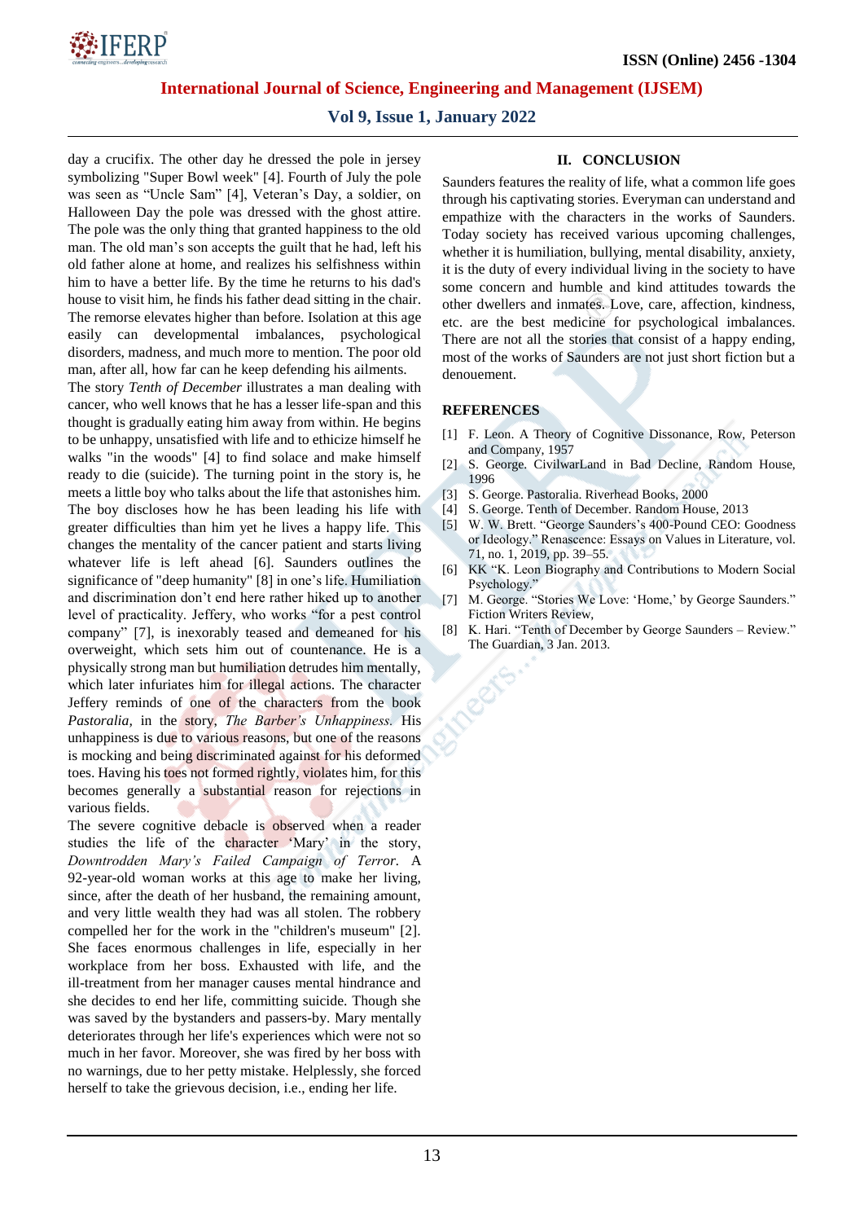day a crucifix. The other day he dressed the pole in jersey symbolizing "Super Bowl week" [4]. Fourth of July the pole was seen as "Uncle Sam" [4], Veteran's Day, a soldier, on Halloween Day the pole was dressed with the ghost attire. The pole was the only thing that granted happiness to the old man. The old man's son accepts the guilt that he had, left his old father alone at home, and realizes his selfishness within him to have a better life. By the time he returns to his dad's house to visit him, he finds his father dead sitting in the chair. The remorse elevates higher than before. Isolation at this age easily can developmental imbalances, psychological disorders, madness, and much more to mention. The poor old man, after all, how far can he keep defending his ailments.

The story *Tenth of December* illustrates a man dealing with cancer, who well knows that he has a lesser life-span and this thought is gradually eating him away from within. He begins to be unhappy, unsatisfied with life and to ethicize himself he walks "in the woods" [4] to find solace and make himself ready to die (suicide). The turning point in the story is, he meets a little boy who talks about the life that astonishes him. The boy discloses how he has been leading his life with greater difficulties than him yet he lives a happy life. This changes the mentality of the cancer patient and starts living whatever life is left ahead [6]. Saunders outlines the significance of "deep humanity" [8] in one's life. Humiliation and discrimination don't end here rather hiked up to another level of practicality. Jeffery, who works "for a pest control company" [7], is inexorably teased and demeaned for his overweight, which sets him out of countenance. He is a physically strong man but humiliation detrudes him mentally, which later infuriates him for illegal actions. The character Jeffery reminds of one of the characters from the book *Pastoralia,* in the story, *The Barber's Unhappiness.* His unhappiness is due to various reasons, but one of the reasons is mocking and being discriminated against for his deformed toes. Having his toes not formed rightly, violates him, for this becomes generally a substantial reason for rejections in various fields.

The severe cognitive debacle is observed when a reader studies the life of the character 'Mary' in the story, *Downtrodden Mary's Failed Campaign of Terror.* A 92-year-old woman works at this age to make her living, since, after the death of her husband, the remaining amount, and very little wealth they had was all stolen. The robbery compelled her for the work in the "children's museum" [2]. She faces enormous challenges in life, especially in her workplace from her boss. Exhausted with life, and the ill-treatment from her manager causes mental hindrance and she decides to end her life, committing suicide. Though she was saved by the bystanders and passers-by. Mary mentally deteriorates through her life's experiences which were not so much in her favor. Moreover, she was fired by her boss with no warnings, due to her petty mistake. Helplessly, she forced herself to take the grievous decision, i.e., ending her life.

## II. CONCLUSION

Saunders features the reality of life, what a common life goes through his captivating stories. Everyman can understand and empathize with the characters in the works of Saunders. Today society has received various upcoming challenges, whether it is humiliation, bullying, mental disability, anxiety, it is the duty of every individual living in the society to have some concern and humble and kind attitudes towards the other dwellers and inmates. Love, care, affection, kindness, etc. are the best medicine for psychological imbalances. There are not all the stories that consist of a happy ending, most of the works of Saunders are not just short fiction but a denouement.

## REFERENCES

[1] F. Leon. A Theory of Cognitive Dissonance, Row, Peterson and Company, 1957

[2] S. George. CivilwarLand in Bad Decline, Random House, 1996

[3] S. George. Pastoralia. Riverhead Books, 2000

[4] S. George. Tenth of December. Random House, 2013

[5] W. W. Brett. "George Saunders's 400-Pound CEO: Goodness or Ideology." Renascence: Essays on Values in Literature, vol. 71, no. 1, 2019, pp. 39–55.

[6] KK "K. Leon Biography and Contributions to Modern Social Psychology."

[7] M. George. "Stories We Love: 'Home,' by George Saunders." Fiction Writers Review,

[8] K. Hari. "Tenth of December by George Saunders – Review." The Guardian, 3 Jan. 2013.